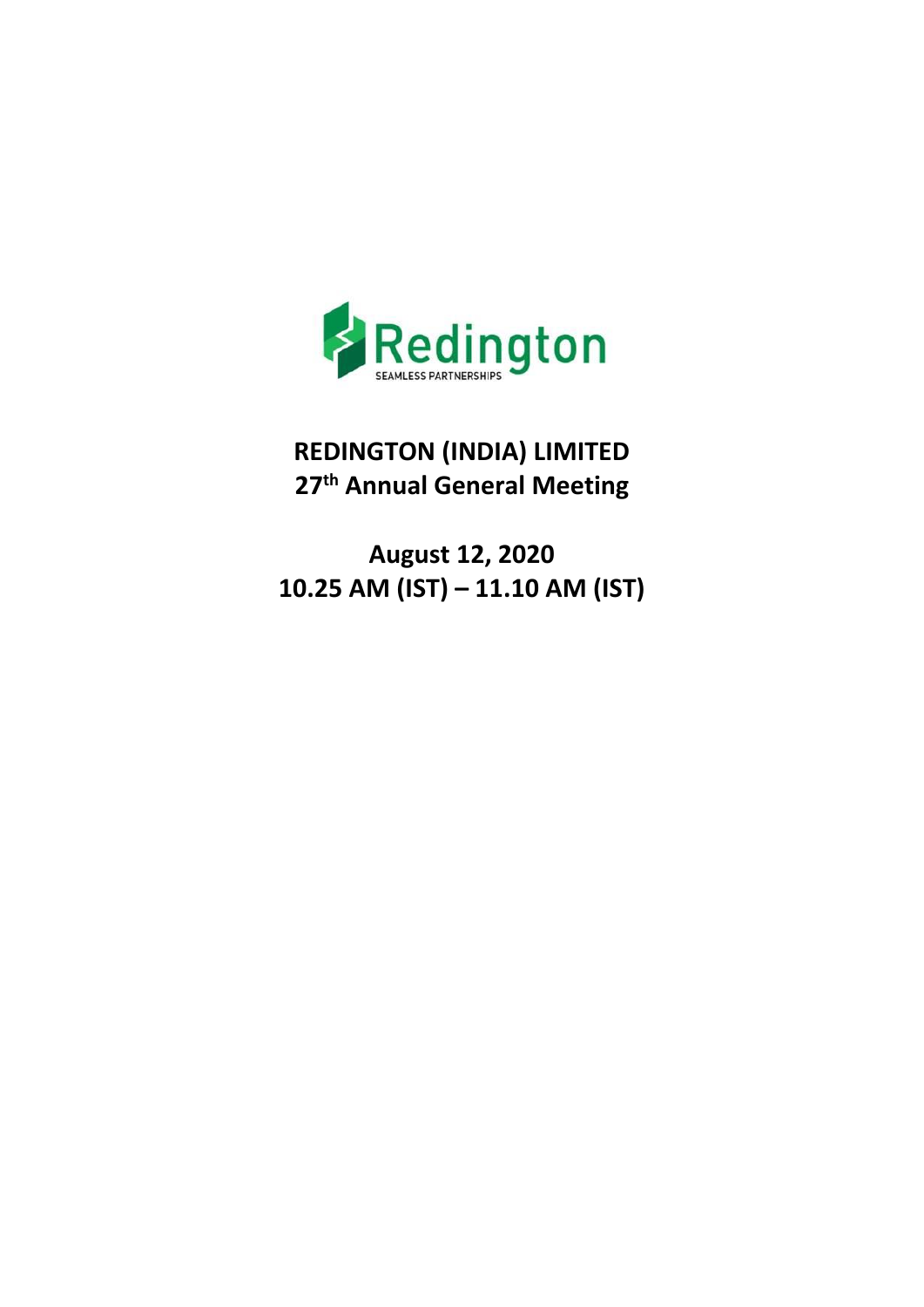Redington

SEAMLESS PARTNERSHIPS

# REDINGTON (INDIA) LIMITED
## 27th Annual General Meeting

## August 12, 2020
## 10.25 AM (IST) – 11.10 AM (IST)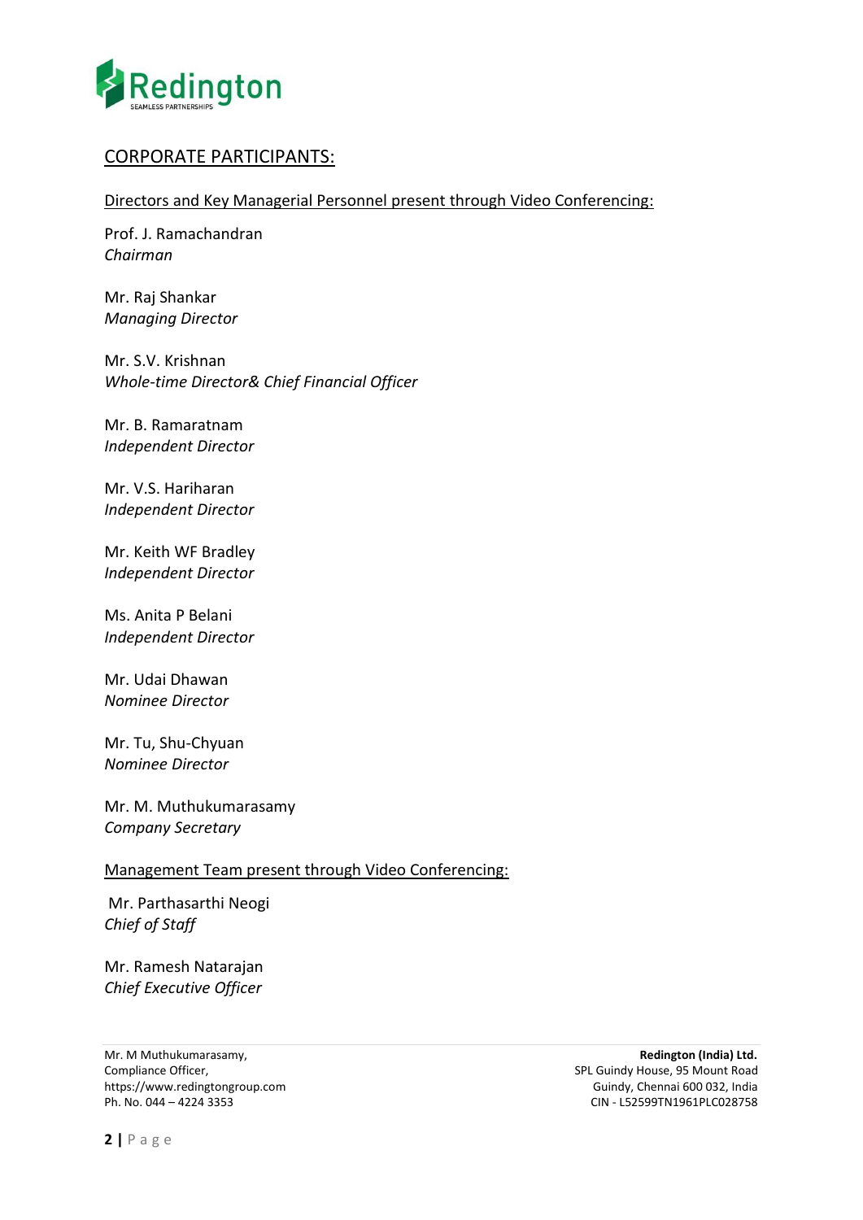## CORPORATE PARTICIPANTS:

Directors and Key Managerial Personnel present through Video Conferencing:

Prof. J. Ramachandran
*Chairman*

Mr. Raj Shankar
*Managing Director*

Mr. S.V. Krishnan
*Whole-time Director& Chief Financial Officer*

Mr. B. Ramaratnam
*Independent Director*

Mr. V.S. Hariharan
*Independent Director*

Mr. Keith WF Bradley
*Independent Director*

Ms. Anita P Belani
*Independent Director*

Mr. Udai Dhawan
*Nominee Director*

Mr. Tu, Shu-Chyuan
*Nominee Director*

Mr. M. Muthukumarasamy
*Company Secretary*

Management Team present through Video Conferencing:

Mr. Parthasarthi Neogi
*Chief of Staff*

Mr. Ramesh Natarajan
*Chief Executive Officer*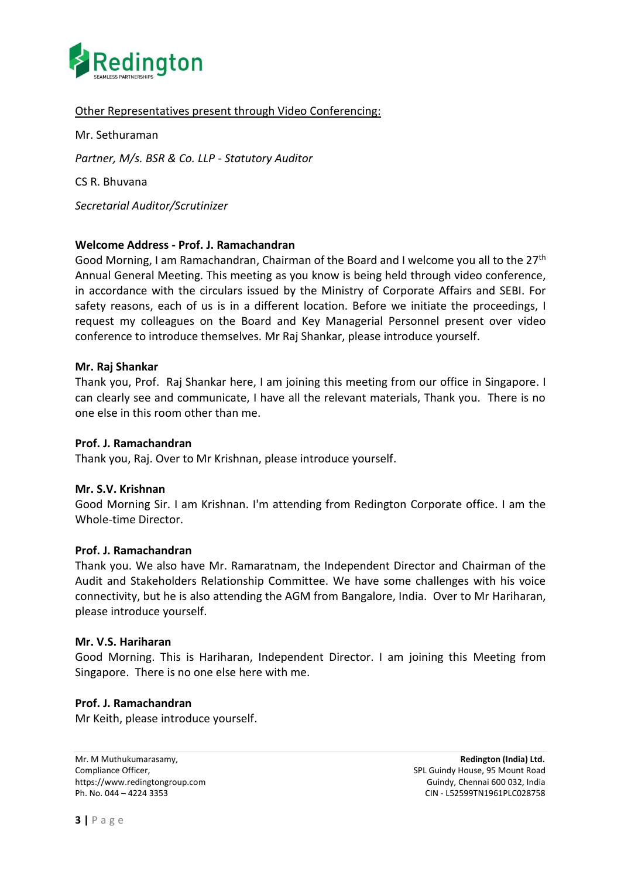Other Representatives present through Video Conferencing:

Mr. Sethuraman

*Partner, M/s. BSR & Co. LLP - Statutory Auditor*

CS R. Bhuvana

*Secretarial Auditor/Scrutinizer*

**Welcome Address - Prof. J. Ramachandran**

Good Morning, I am Ramachandran, Chairman of the Board and I welcome you all to the 27th Annual General Meeting. This meeting as you know is being held through video conference, in accordance with the circulars issued by the Ministry of Corporate Affairs and SEBI. For safety reasons, each of us is in a different location. Before we initiate the proceedings, I request my colleagues on the Board and Key Managerial Personnel present over video conference to introduce themselves. Mr Raj Shankar, please introduce yourself.

**Mr. Raj Shankar**

Thank you, Prof. Raj Shankar here, I am joining this meeting from our office in Singapore. I can clearly see and communicate, I have all the relevant materials, Thank you. There is no one else in this room other than me.

**Prof. J. Ramachandran**

Thank you, Raj. Over to Mr Krishnan, please introduce yourself.

**Mr. S.V. Krishnan**

Good Morning Sir. I am Krishnan. I'm attending from Redington Corporate office. I am the Whole-time Director.

**Prof. J. Ramachandran**

Thank you. We also have Mr. Ramaratnam, the Independent Director and Chairman of the Audit and Stakeholders Relationship Committee. We have some challenges with his voice connectivity, but he is also attending the AGM from Bangalore, India. Over to Mr Hariharan, please introduce yourself.

**Mr. V.S. Hariharan**

Good Morning. This is Hariharan, Independent Director. I am joining this Meeting from Singapore. There is no one else here with me.

**Prof. J. Ramachandran**

Mr Keith, please introduce yourself.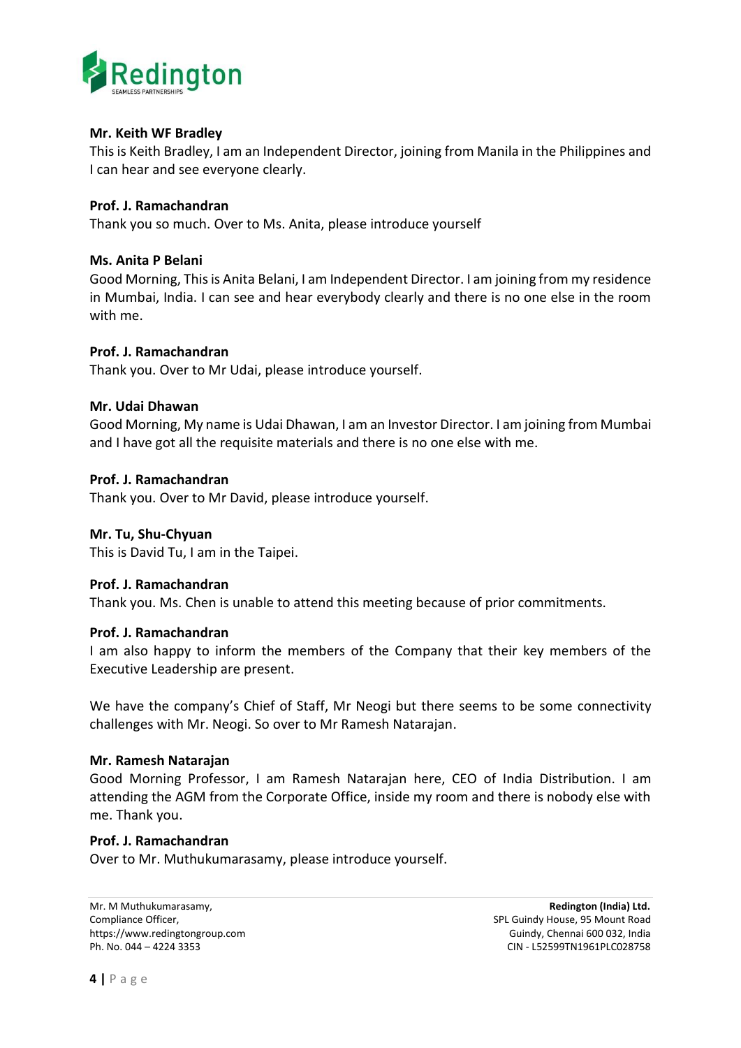**Mr. Keith WF Bradley**
This is Keith Bradley, I am an Independent Director, joining from Manila in the Philippines and I can hear and see everyone clearly.

**Prof. J. Ramachandran**
Thank you so much. Over to Ms. Anita, please introduce yourself

**Ms. Anita P Belani**
Good Morning, This is Anita Belani, I am Independent Director. I am joining from my residence in Mumbai, India. I can see and hear everybody clearly and there is no one else in the room with me.

**Prof. J. Ramachandran**
Thank you. Over to Mr Udai, please introduce yourself.

**Mr. Udai Dhawan**
Good Morning, My name is Udai Dhawan, I am an Investor Director. I am joining from Mumbai and I have got all the requisite materials and there is no one else with me.

**Prof. J. Ramachandran**
Thank you. Over to Mr David, please introduce yourself.

**Mr. Tu, Shu-Chyuan**
This is David Tu, I am in the Taipei.

**Prof. J. Ramachandran**
Thank you. Ms. Chen is unable to attend this meeting because of prior commitments.

**Prof. J. Ramachandran**
I am also happy to inform the members of the Company that their key members of the Executive Leadership are present.

We have the company's Chief of Staff, Mr Neogi but there seems to be some connectivity challenges with Mr. Neogi. So over to Mr Ramesh Natarajan.

**Mr. Ramesh Natarajan**
Good Morning Professor, I am Ramesh Natarajan here, CEO of India Distribution. I am attending the AGM from the Corporate Office, inside my room and there is nobody else with me. Thank you.

**Prof. J. Ramachandran**
Over to Mr. Muthukumarasamy, please introduce yourself.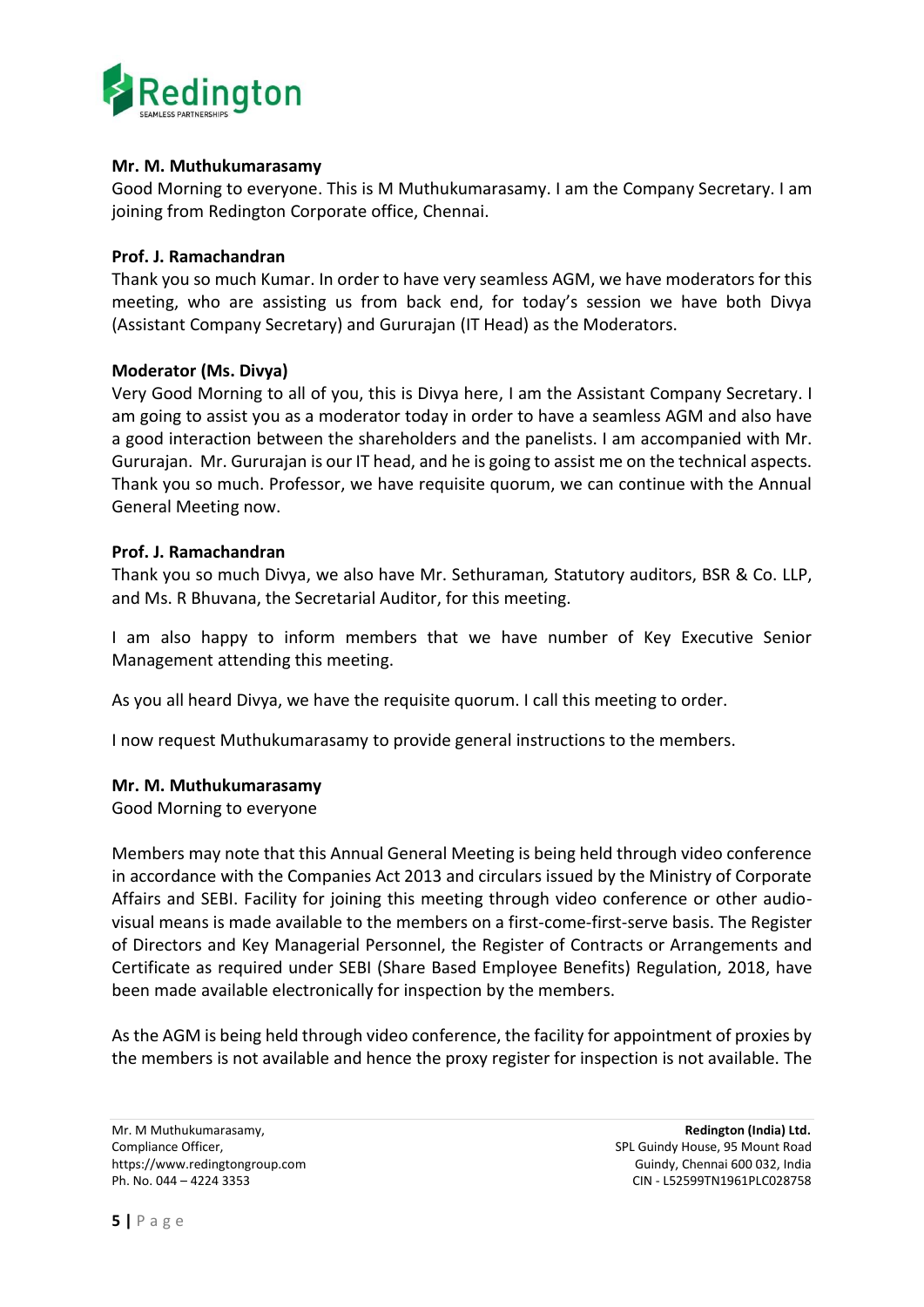**Mr. M. Muthukumarasamy**
Good Morning to everyone. This is M Muthukumarasamy. I am the Company Secretary. I am joining from Redington Corporate office, Chennai.

**Prof. J. Ramachandran**
Thank you so much Kumar. In order to have very seamless AGM, we have moderators for this meeting, who are assisting us from back end, for today's session we have both Divya (Assistant Company Secretary) and Gururajan (IT Head) as the Moderators.

**Moderator (Ms. Divya)**
Very Good Morning to all of you, this is Divya here, I am the Assistant Company Secretary. I am going to assist you as a moderator today in order to have a seamless AGM and also have a good interaction between the shareholders and the panelists. I am accompanied with Mr. Gururajan. Mr. Gururajan is our IT head, and he is going to assist me on the technical aspects. Thank you so much. Professor, we have requisite quorum, we can continue with the Annual General Meeting now.

**Prof. J. Ramachandran**
Thank you so much Divya, we also have Mr. Sethuraman, Statutory auditors, BSR & Co. LLP, and Ms. R Bhuvana, the Secretarial Auditor, for this meeting.

I am also happy to inform members that we have number of Key Executive Senior Management attending this meeting.

As you all heard Divya, we have the requisite quorum. I call this meeting to order.

I now request Muthukumarasamy to provide general instructions to the members.

**Mr. M. Muthukumarasamy**
Good Morning to everyone

Members may note that this Annual General Meeting is being held through video conference in accordance with the Companies Act 2013 and circulars issued by the Ministry of Corporate Affairs and SEBI. Facility for joining this meeting through video conference or other audio-visual means is made available to the members on a first-come-first-serve basis. The Register of Directors and Key Managerial Personnel, the Register of Contracts or Arrangements and Certificate as required under SEBI (Share Based Employee Benefits) Regulation, 2018, have been made available electronically for inspection by the members.

As the AGM is being held through video conference, the facility for appointment of proxies by the members is not available and hence the proxy register for inspection is not available. The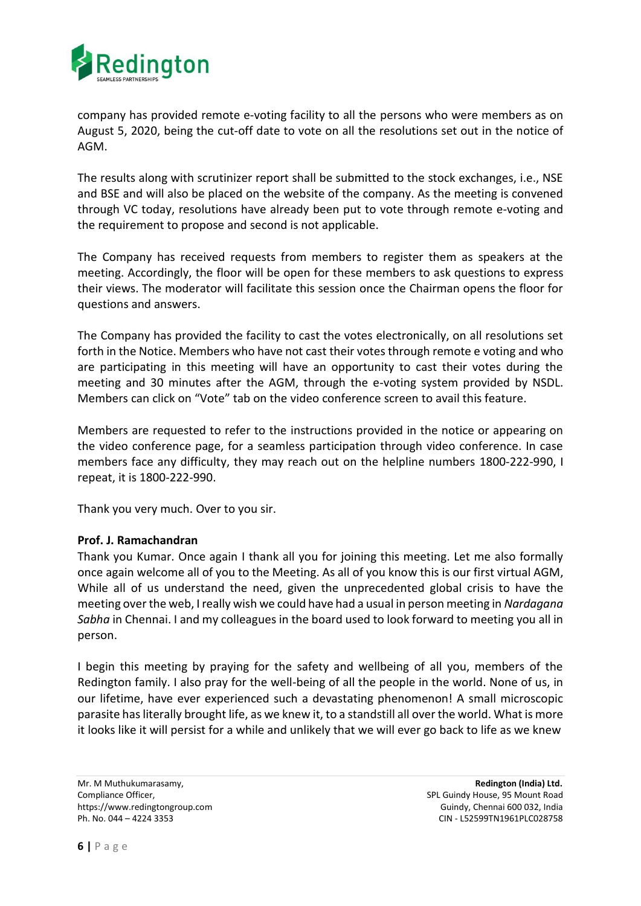company has provided remote e-voting facility to all the persons who were members as on August 5, 2020, being the cut-off date to vote on all the resolutions set out in the notice of AGM.

The results along with scrutinizer report shall be submitted to the stock exchanges, i.e., NSE and BSE and will also be placed on the website of the company. As the meeting is convened through VC today, resolutions have already been put to vote through remote e-voting and the requirement to propose and second is not applicable.

The Company has received requests from members to register them as speakers at the meeting. Accordingly, the floor will be open for these members to ask questions to express their views. The moderator will facilitate this session once the Chairman opens the floor for questions and answers.

The Company has provided the facility to cast the votes electronically, on all resolutions set forth in the Notice. Members who have not cast their votes through remote e voting and who are participating in this meeting will have an opportunity to cast their votes during the meeting and 30 minutes after the AGM, through the e-voting system provided by NSDL. Members can click on "Vote" tab on the video conference screen to avail this feature.

Members are requested to refer to the instructions provided in the notice or appearing on the video conference page, for a seamless participation through video conference. In case members face any difficulty, they may reach out on the helpline numbers 1800-222-990, I repeat, it is 1800-222-990.

Thank you very much. Over to you sir.

**Prof. J. Ramachandran**

Thank you Kumar. Once again I thank all you for joining this meeting. Let me also formally once again welcome all of you to the Meeting. As all of you know this is our first virtual AGM, While all of us understand the need, given the unprecedented global crisis to have the meeting over the web, I really wish we could have had a usual in person meeting in *Nardagana Sabha* in Chennai. I and my colleagues in the board used to look forward to meeting you all in person.

I begin this meeting by praying for the safety and wellbeing of all you, members of the Redington family. I also pray for the well-being of all the people in the world. None of us, in our lifetime, have ever experienced such a devastating phenomenon! A small microscopic parasite has literally brought life, as we knew it, to a standstill all over the world. What is more it looks like it will persist for a while and unlikely that we will ever go back to life as we knew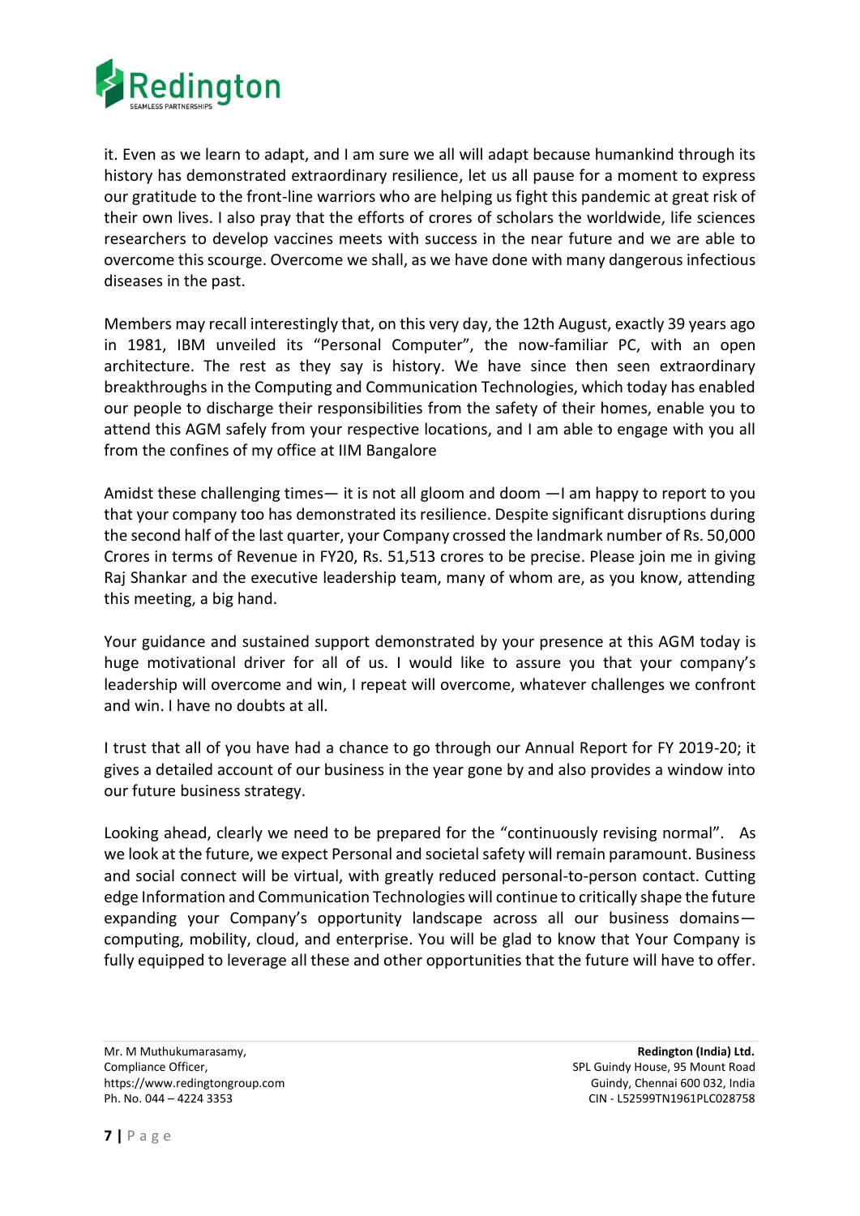it. Even as we learn to adapt, and I am sure we all will adapt because humankind through its history has demonstrated extraordinary resilience, let us all pause for a moment to express our gratitude to the front-line warriors who are helping us fight this pandemic at great risk of their own lives. I also pray that the efforts of crores of scholars the worldwide, life sciences researchers to develop vaccines meets with success in the near future and we are able to overcome this scourge. Overcome we shall, as we have done with many dangerous infectious diseases in the past.

Members may recall interestingly that, on this very day, the 12th August, exactly 39 years ago in 1981, IBM unveiled its "Personal Computer", the now-familiar PC, with an open architecture. The rest as they say is history. We have since then seen extraordinary breakthroughs in the Computing and Communication Technologies, which today has enabled our people to discharge their responsibilities from the safety of their homes, enable you to attend this AGM safely from your respective locations, and I am able to engage with you all from the confines of my office at IIM Bangalore

Amidst these challenging times— it is not all gloom and doom —I am happy to report to you that your company too has demonstrated its resilience. Despite significant disruptions during the second half of the last quarter, your Company crossed the landmark number of Rs. 50,000 Crores in terms of Revenue in FY20, Rs. 51,513 crores to be precise. Please join me in giving Raj Shankar and the executive leadership team, many of whom are, as you know, attending this meeting, a big hand.

Your guidance and sustained support demonstrated by your presence at this AGM today is huge motivational driver for all of us. I would like to assure you that your company's leadership will overcome and win, I repeat will overcome, whatever challenges we confront and win. I have no doubts at all.

I trust that all of you have had a chance to go through our Annual Report for FY 2019-20; it gives a detailed account of our business in the year gone by and also provides a window into our future business strategy.

Looking ahead, clearly we need to be prepared for the "continuously revising normal". As we look at the future, we expect Personal and societal safety will remain paramount. Business and social connect will be virtual, with greatly reduced personal-to-person contact. Cutting edge Information and Communication Technologies will continue to critically shape the future expanding your Company's opportunity landscape across all our business domains—computing, mobility, cloud, and enterprise. You will be glad to know that Your Company is fully equipped to leverage all these and other opportunities that the future will have to offer.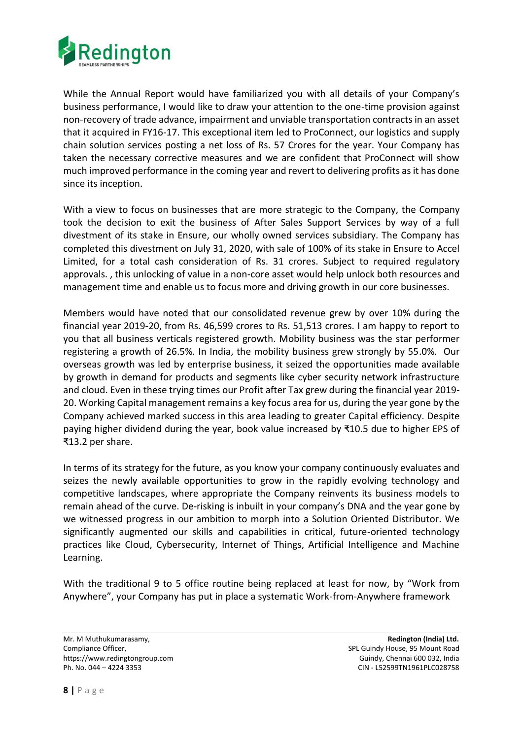While the Annual Report would have familiarized you with all details of your Company's business performance, I would like to draw your attention to the one-time provision against non-recovery of trade advance, impairment and unviable transportation contracts in an asset that it acquired in FY16-17. This exceptional item led to ProConnect, our logistics and supply chain solution services posting a net loss of Rs. 57 Crores for the year. Your Company has taken the necessary corrective measures and we are confident that ProConnect will show much improved performance in the coming year and revert to delivering profits as it has done since its inception.

With a view to focus on businesses that are more strategic to the Company, the Company took the decision to exit the business of After Sales Support Services by way of a full divestment of its stake in Ensure, our wholly owned services subsidiary. The Company has completed this divestment on July 31, 2020, with sale of 100% of its stake in Ensure to Accel Limited, for a total cash consideration of Rs. 31 crores. Subject to required regulatory approvals. , this unlocking of value in a non-core asset would help unlock both resources and management time and enable us to focus more and driving growth in our core businesses.

Members would have noted that our consolidated revenue grew by over 10% during the financial year 2019-20, from Rs. 46,599 crores to Rs. 51,513 crores. I am happy to report to you that all business verticals registered growth. Mobility business was the star performer registering a growth of 26.5%. In India, the mobility business grew strongly by 55.0%. Our overseas growth was led by enterprise business, it seized the opportunities made available by growth in demand for products and segments like cyber security network infrastructure and cloud. Even in these trying times our Profit after Tax grew during the financial year 2019-20. Working Capital management remains a key focus area for us, during the year gone by the Company achieved marked success in this area leading to greater Capital efficiency. Despite paying higher dividend during the year, book value increased by ₹10.5 due to higher EPS of ₹13.2 per share.

In terms of its strategy for the future, as you know your company continuously evaluates and seizes the newly available opportunities to grow in the rapidly evolving technology and competitive landscapes, where appropriate the Company reinvents its business models to remain ahead of the curve. De-risking is inbuilt in your company's DNA and the year gone by we witnessed progress in our ambition to morph into a Solution Oriented Distributor. We significantly augmented our skills and capabilities in critical, future-oriented technology practices like Cloud, Cybersecurity, Internet of Things, Artificial Intelligence and Machine Learning.

With the traditional 9 to 5 office routine being replaced at least for now, by "Work from Anywhere", your Company has put in place a systematic Work-from-Anywhere framework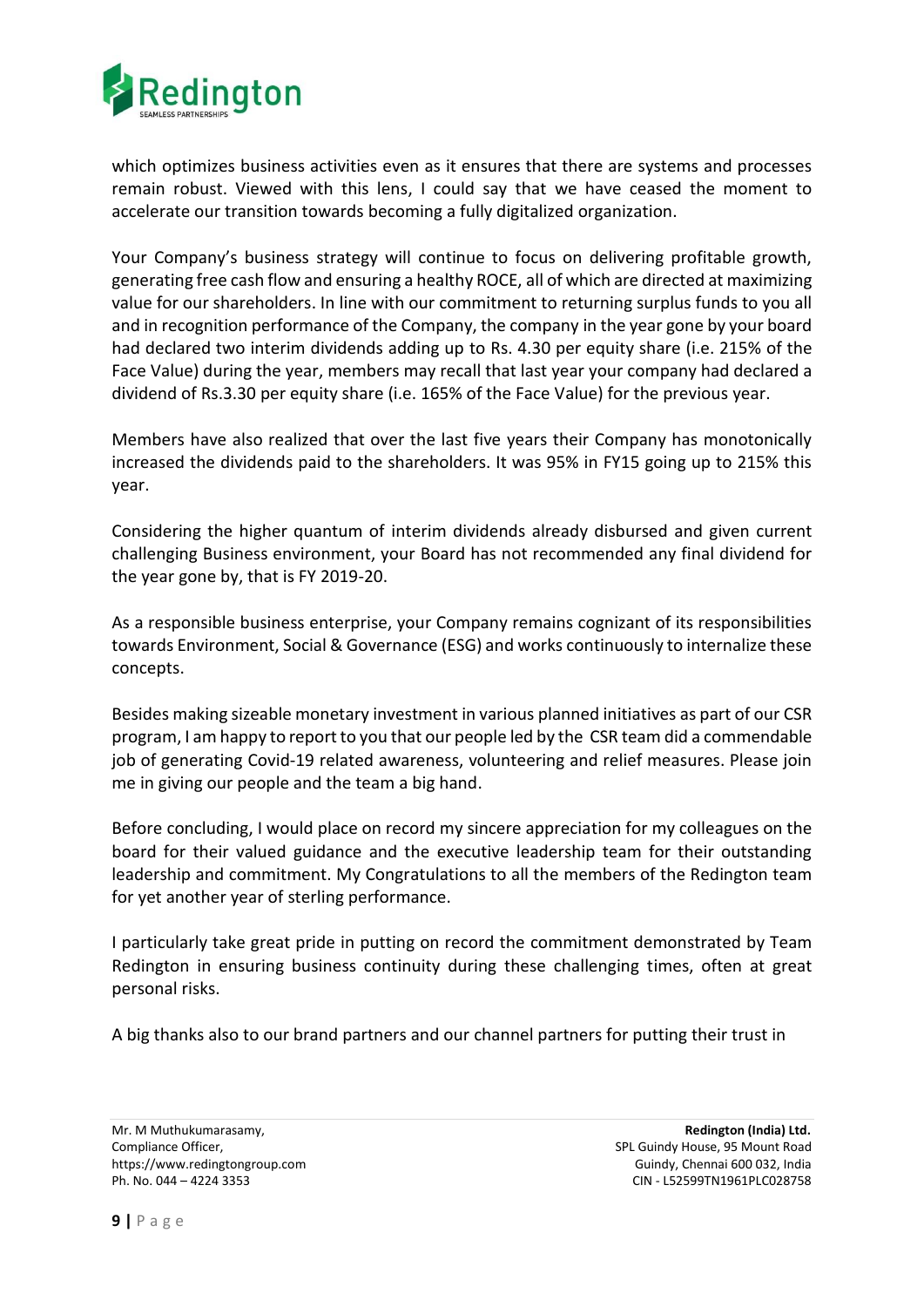which optimizes business activities even as it ensures that there are systems and processes remain robust. Viewed with this lens, I could say that we have ceased the moment to accelerate our transition towards becoming a fully digitalized organization.

Your Company's business strategy will continue to focus on delivering profitable growth, generating free cash flow and ensuring a healthy ROCE, all of which are directed at maximizing value for our shareholders. In line with our commitment to returning surplus funds to you all and in recognition performance of the Company, the company in the year gone by your board had declared two interim dividends adding up to Rs. 4.30 per equity share (i.e. 215% of the Face Value) during the year, members may recall that last year your company had declared a dividend of Rs.3.30 per equity share (i.e. 165% of the Face Value) for the previous year.

Members have also realized that over the last five years their Company has monotonically increased the dividends paid to the shareholders. It was 95% in FY15 going up to 215% this year.

Considering the higher quantum of interim dividends already disbursed and given current challenging Business environment, your Board has not recommended any final dividend for the year gone by, that is FY 2019-20.

As a responsible business enterprise, your Company remains cognizant of its responsibilities towards Environment, Social & Governance (ESG) and works continuously to internalize these concepts.

Besides making sizeable monetary investment in various planned initiatives as part of our CSR program, I am happy to report to you that our people led by the CSR team did a commendable job of generating Covid-19 related awareness, volunteering and relief measures. Please join me in giving our people and the team a big hand.

Before concluding, I would place on record my sincere appreciation for my colleagues on the board for their valued guidance and the executive leadership team for their outstanding leadership and commitment. My Congratulations to all the members of the Redington team for yet another year of sterling performance.

I particularly take great pride in putting on record the commitment demonstrated by Team Redington in ensuring business continuity during these challenging times, often at great personal risks.

A big thanks also to our brand partners and our channel partners for putting their trust in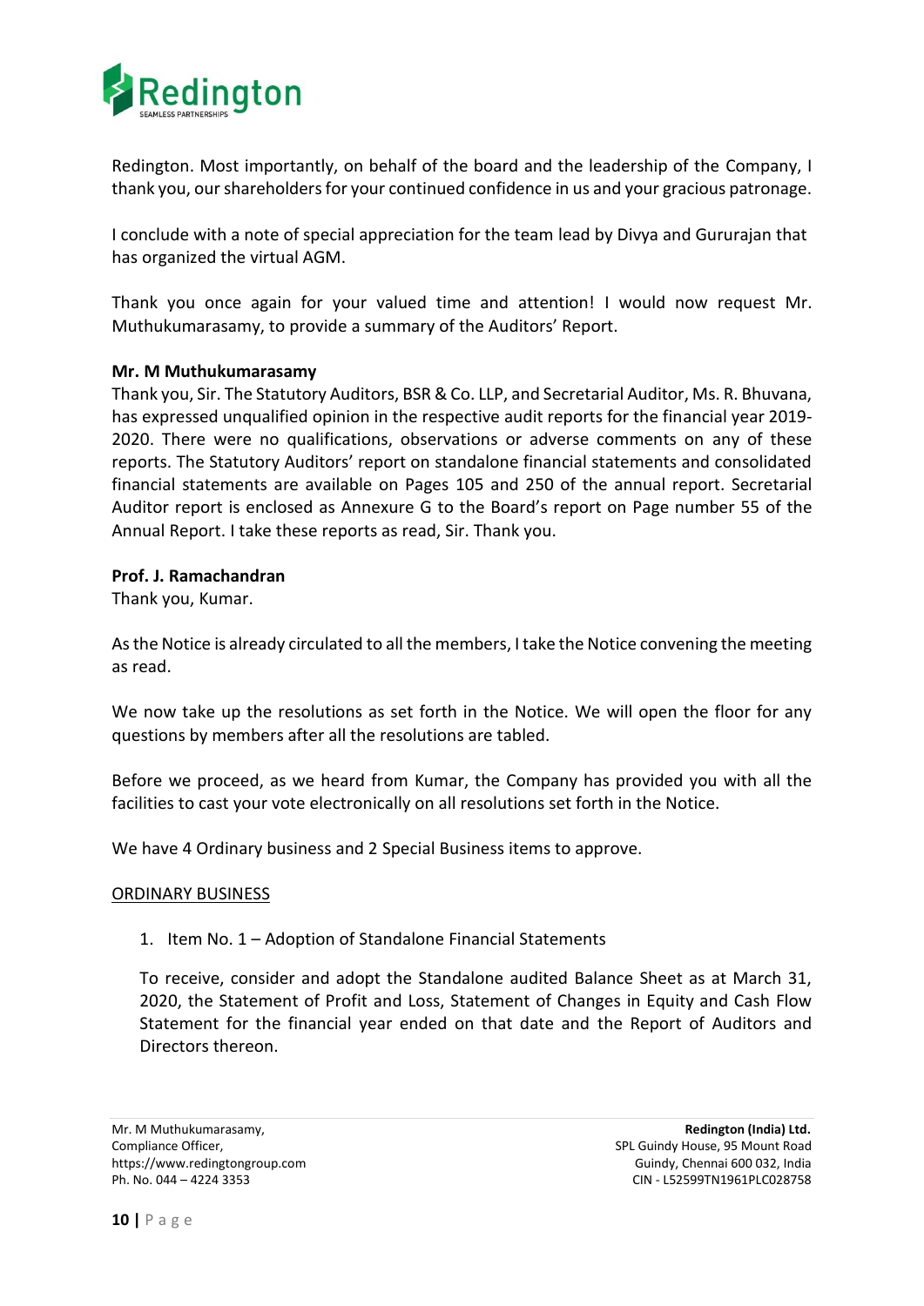Redington. Most importantly, on behalf of the board and the leadership of the Company, I thank you, our shareholders for your continued confidence in us and your gracious patronage.

I conclude with a note of special appreciation for the team lead by Divya and Gururajan that has organized the virtual AGM.

Thank you once again for your valued time and attention! I would now request Mr. Muthukumarasamy, to provide a summary of the Auditors' Report.

**Mr. M Muthukumarasamy**

Thank you, Sir. The Statutory Auditors, BSR & Co. LLP, and Secretarial Auditor, Ms. R. Bhuvana, has expressed unqualified opinion in the respective audit reports for the financial year 2019-2020. There were no qualifications, observations or adverse comments on any of these reports. The Statutory Auditors' report on standalone financial statements and consolidated financial statements are available on Pages 105 and 250 of the annual report. Secretarial Auditor report is enclosed as Annexure G to the Board's report on Page number 55 of the Annual Report. I take these reports as read, Sir. Thank you.

**Prof. J. Ramachandran**

Thank you, Kumar.

As the Notice is already circulated to all the members, I take the Notice convening the meeting as read.

We now take up the resolutions as set forth in the Notice. We will open the floor for any questions by members after all the resolutions are tabled.

Before we proceed, as we heard from Kumar, the Company has provided you with all the facilities to cast your vote electronically on all resolutions set forth in the Notice.

We have 4 Ordinary business and 2 Special Business items to approve.

<u>ORDINARY BUSINESS</u>

1. Item No. 1 – Adoption of Standalone Financial Statements

   To receive, consider and adopt the Standalone audited Balance Sheet as at March 31, 2020, the Statement of Profit and Loss, Statement of Changes in Equity and Cash Flow Statement for the financial year ended on that date and the Report of Auditors and Directors thereon.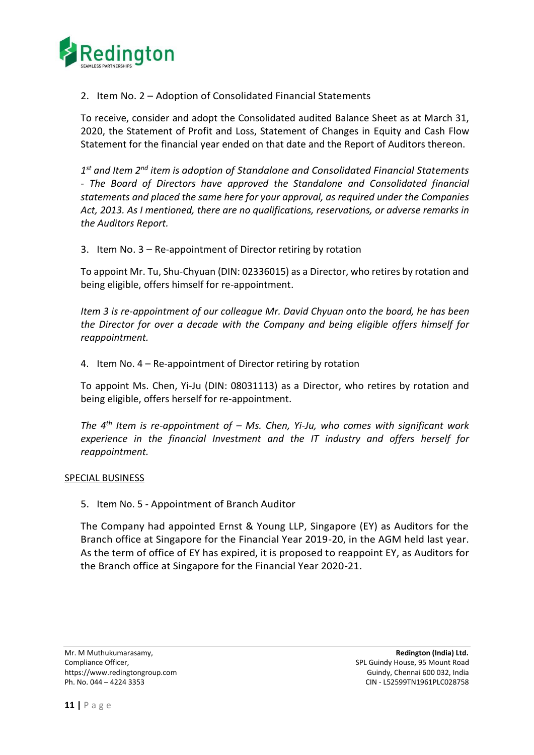2. Item No. 2 – Adoption of Consolidated Financial Statements

   To receive, consider and adopt the Consolidated audited Balance Sheet as at March 31, 2020, the Statement of Profit and Loss, Statement of Changes in Equity and Cash Flow Statement for the financial year ended on that date and the Report of Auditors thereon.

   *1st and Item 2nd item is adoption of Standalone and Consolidated Financial Statements - The Board of Directors have approved the Standalone and Consolidated financial statements and placed the same here for your approval, as required under the Companies Act, 2013. As I mentioned, there are no qualifications, reservations, or adverse remarks in the Auditors Report.*

3. Item No. 3 – Re-appointment of Director retiring by rotation

   To appoint Mr. Tu, Shu-Chyuan (DIN: 02336015) as a Director, who retires by rotation and being eligible, offers himself for re-appointment.

   *Item 3 is re-appointment of our colleague Mr. David Chyuan onto the board, he has been the Director for over a decade with the Company and being eligible offers himself for reappointment.*

4. Item No. 4 – Re-appointment of Director retiring by rotation

   To appoint Ms. Chen, Yi-Ju (DIN: 08031113) as a Director, who retires by rotation and being eligible, offers herself for re-appointment.

   *The 4th Item is re-appointment of – Ms. Chen, Yi-Ju, who comes with significant work experience in the financial Investment and the IT industry and offers herself for reappointment.*

<u>SPECIAL BUSINESS</u>

5. Item No. 5 - Appointment of Branch Auditor

   The Company had appointed Ernst & Young LLP, Singapore (EY) as Auditors for the Branch office at Singapore for the Financial Year 2019-20, in the AGM held last year. As the term of office of EY has expired, it is proposed to reappoint EY, as Auditors for the Branch office at Singapore for the Financial Year 2020-21.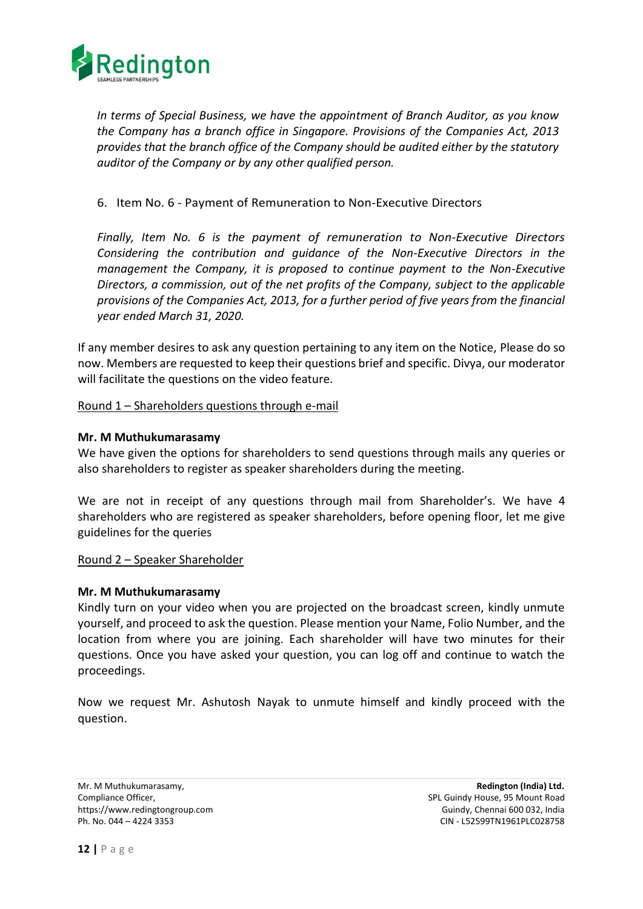*In terms of Special Business, we have the appointment of Branch Auditor, as you know the Company has a branch office in Singapore. Provisions of the Companies Act, 2013 provides that the branch office of the Company should be audited either by the statutory auditor of the Company or by any other qualified person.*

6. Item No. 6 - Payment of Remuneration to Non-Executive Directors

*Finally, Item No. 6 is the payment of remuneration to Non-Executive Directors Considering the contribution and guidance of the Non-Executive Directors in the management the Company, it is proposed to continue payment to the Non-Executive Directors, a commission, out of the net profits of the Company, subject to the applicable provisions of the Companies Act, 2013, for a further period of five years from the financial year ended March 31, 2020.*

If any member desires to ask any question pertaining to any item on the Notice, Please do so now. Members are requested to keep their questions brief and specific. Divya, our moderator will facilitate the questions on the video feature.

<u>Round 1 – Shareholders questions through e-mail</u>

**Mr. M Muthukumarasamy**
We have given the options for shareholders to send questions through mails any queries or also shareholders to register as speaker shareholders during the meeting.

We are not in receipt of any questions through mail from Shareholder's. We have 4 shareholders who are registered as speaker shareholders, before opening floor, let me give guidelines for the queries

<u>Round 2 – Speaker Shareholder</u>

**Mr. M Muthukumarasamy**
Kindly turn on your video when you are projected on the broadcast screen, kindly unmute yourself, and proceed to ask the question. Please mention your Name, Folio Number, and the location from where you are joining. Each shareholder will have two minutes for their questions. Once you have asked your question, you can log off and continue to watch the proceedings.

Now we request Mr. Ashutosh Nayak to unmute himself and kindly proceed with the question.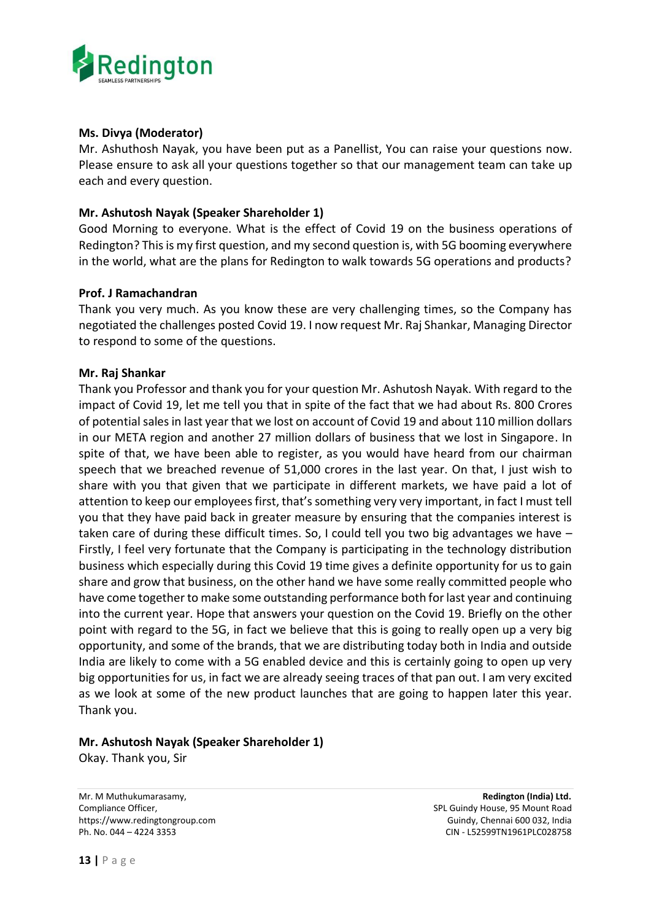**Ms. Divya (Moderator)**
Mr. Ashuthosh Nayak, you have been put as a Panellist, You can raise your questions now. Please ensure to ask all your questions together so that our management team can take up each and every question.

**Mr. Ashutosh Nayak (Speaker Shareholder 1)**
Good Morning to everyone. What is the effect of Covid 19 on the business operations of Redington? This is my first question, and my second question is, with 5G booming everywhere in the world, what are the plans for Redington to walk towards 5G operations and products?

**Prof. J Ramachandran**
Thank you very much. As you know these are very challenging times, so the Company has negotiated the challenges posted Covid 19. I now request Mr. Raj Shankar, Managing Director to respond to some of the questions.

**Mr. Raj Shankar**
Thank you Professor and thank you for your question Mr. Ashutosh Nayak. With regard to the impact of Covid 19, let me tell you that in spite of the fact that we had about Rs. 800 Crores of potential sales in last year that we lost on account of Covid 19 and about 110 million dollars in our META region and another 27 million dollars of business that we lost in Singapore. In spite of that, we have been able to register, as you would have heard from our chairman speech that we breached revenue of 51,000 crores in the last year. On that, I just wish to share with you that given that we participate in different markets, we have paid a lot of attention to keep our employees first, that's something very very important, in fact I must tell you that they have paid back in greater measure by ensuring that the companies interest is taken care of during these difficult times. So, I could tell you two big advantages we have – Firstly, I feel very fortunate that the Company is participating in the technology distribution business which especially during this Covid 19 time gives a definite opportunity for us to gain share and grow that business, on the other hand we have some really committed people who have come together to make some outstanding performance both for last year and continuing into the current year. Hope that answers your question on the Covid 19. Briefly on the other point with regard to the 5G, in fact we believe that this is going to really open up a very big opportunity, and some of the brands, that we are distributing today both in India and outside India are likely to come with a 5G enabled device and this is certainly going to open up very big opportunities for us, in fact we are already seeing traces of that pan out. I am very excited as we look at some of the new product launches that are going to happen later this year. Thank you.

**Mr. Ashutosh Nayak (Speaker Shareholder 1)**
Okay. Thank you, Sir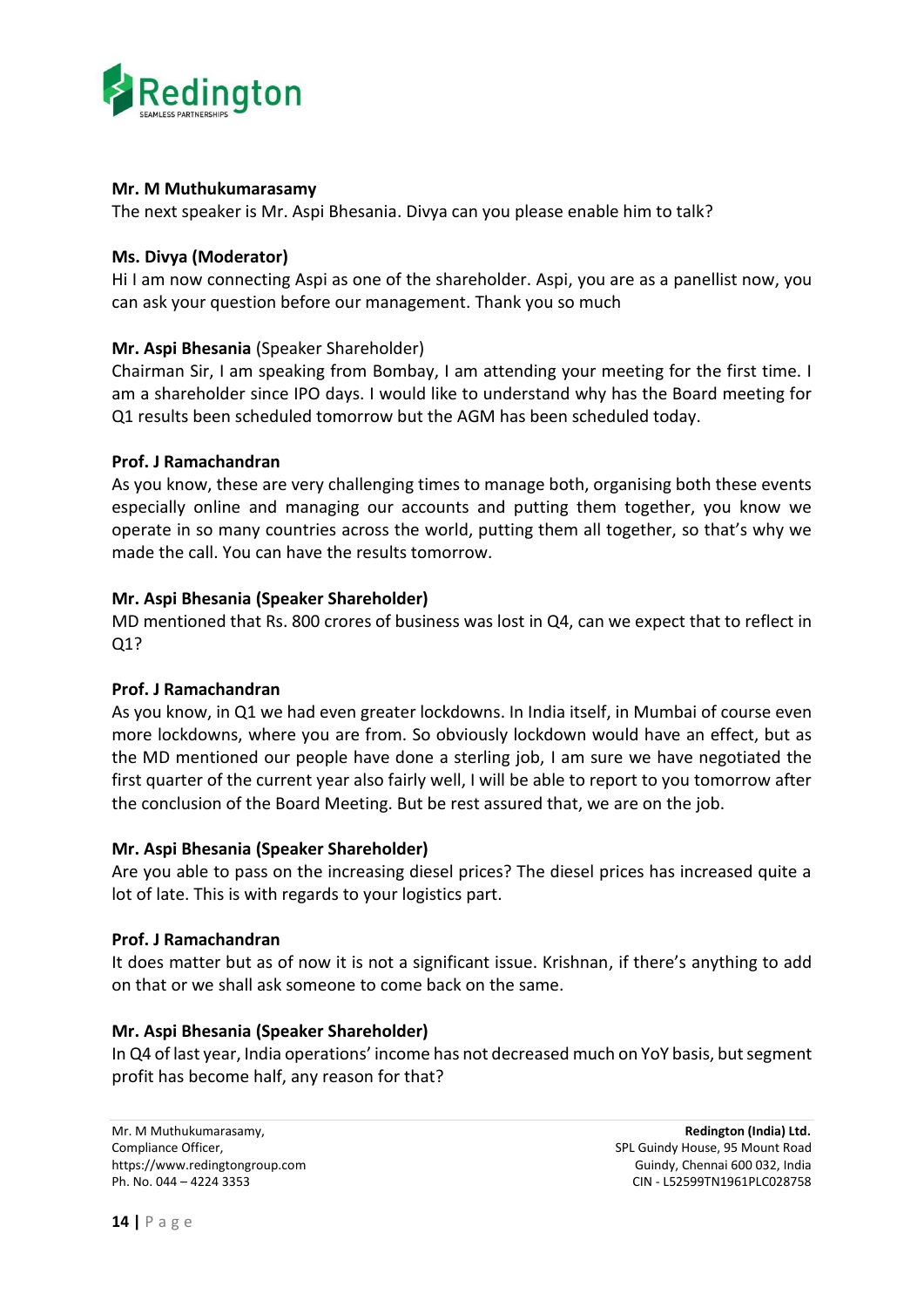**Mr. M Muthukumarasamy**
The next speaker is Mr. Aspi Bhesania. Divya can you please enable him to talk?

**Ms. Divya (Moderator)**
Hi I am now connecting Aspi as one of the shareholder. Aspi, you are as a panellist now, you can ask your question before our management. Thank you so much

**Mr. Aspi Bhesania** (Speaker Shareholder)
Chairman Sir, I am speaking from Bombay, I am attending your meeting for the first time. I am a shareholder since IPO days. I would like to understand why has the Board meeting for Q1 results been scheduled tomorrow but the AGM has been scheduled today.

**Prof. J Ramachandran**
As you know, these are very challenging times to manage both, organising both these events especially online and managing our accounts and putting them together, you know we operate in so many countries across the world, putting them all together, so that's why we made the call. You can have the results tomorrow.

**Mr. Aspi Bhesania (Speaker Shareholder)**
MD mentioned that Rs. 800 crores of business was lost in Q4, can we expect that to reflect in Q1?

**Prof. J Ramachandran**
As you know, in Q1 we had even greater lockdowns. In India itself, in Mumbai of course even more lockdowns, where you are from. So obviously lockdown would have an effect, but as the MD mentioned our people have done a sterling job, I am sure we have negotiated the first quarter of the current year also fairly well, I will be able to report to you tomorrow after the conclusion of the Board Meeting. But be rest assured that, we are on the job.

**Mr. Aspi Bhesania (Speaker Shareholder)**
Are you able to pass on the increasing diesel prices? The diesel prices has increased quite a lot of late. This is with regards to your logistics part.

**Prof. J Ramachandran**
It does matter but as of now it is not a significant issue. Krishnan, if there's anything to add on that or we shall ask someone to come back on the same.

**Mr. Aspi Bhesania (Speaker Shareholder)**
In Q4 of last year, India operations' income has not decreased much on YoY basis, but segment profit has become half, any reason for that?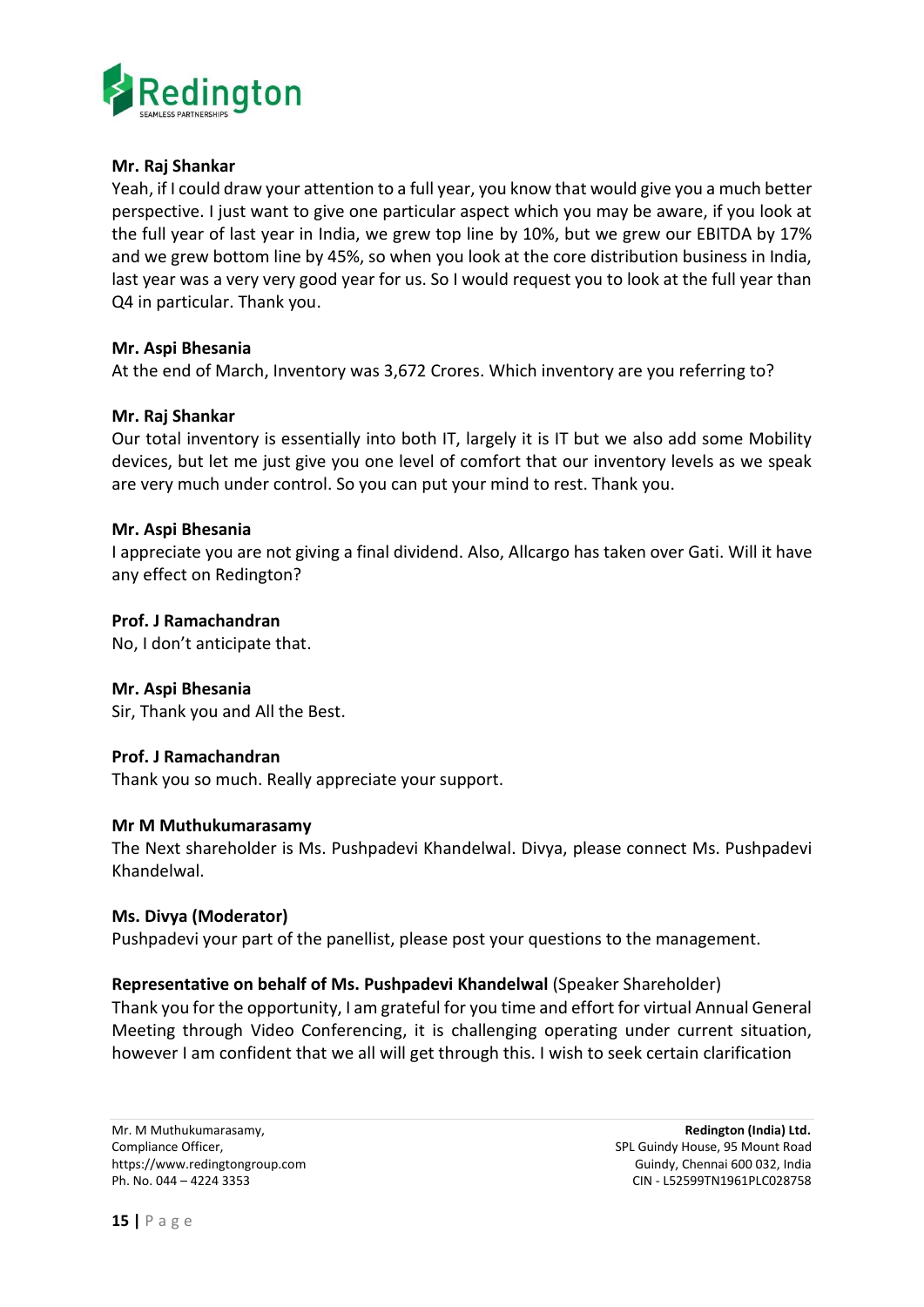**Mr. Raj Shankar**
Yeah, if I could draw your attention to a full year, you know that would give you a much better perspective. I just want to give one particular aspect which you may be aware, if you look at the full year of last year in India, we grew top line by 10%, but we grew our EBITDA by 17% and we grew bottom line by 45%, so when you look at the core distribution business in India, last year was a very very good year for us. So I would request you to look at the full year than Q4 in particular. Thank you.

**Mr. Aspi Bhesania**
At the end of March, Inventory was 3,672 Crores. Which inventory are you referring to?

**Mr. Raj Shankar**
Our total inventory is essentially into both IT, largely it is IT but we also add some Mobility devices, but let me just give you one level of comfort that our inventory levels as we speak are very much under control. So you can put your mind to rest. Thank you.

**Mr. Aspi Bhesania**
I appreciate you are not giving a final dividend. Also, Allcargo has taken over Gati. Will it have any effect on Redington?

**Prof. J Ramachandran**
No, I don't anticipate that.

**Mr. Aspi Bhesania**
Sir, Thank you and All the Best.

**Prof. J Ramachandran**
Thank you so much. Really appreciate your support.

**Mr M Muthukumarasamy**
The Next shareholder is Ms. Pushpadevi Khandelwal. Divya, please connect Ms. Pushpadevi Khandelwal.

**Ms. Divya (Moderator)**
Pushpadevi your part of the panellist, please post your questions to the management.

**Representative on behalf of Ms. Pushpadevi Khandelwal** (Speaker Shareholder)
Thank you for the opportunity, I am grateful for you time and effort for virtual Annual General Meeting through Video Conferencing, it is challenging operating under current situation, however I am confident that we all will get through this. I wish to seek certain clarification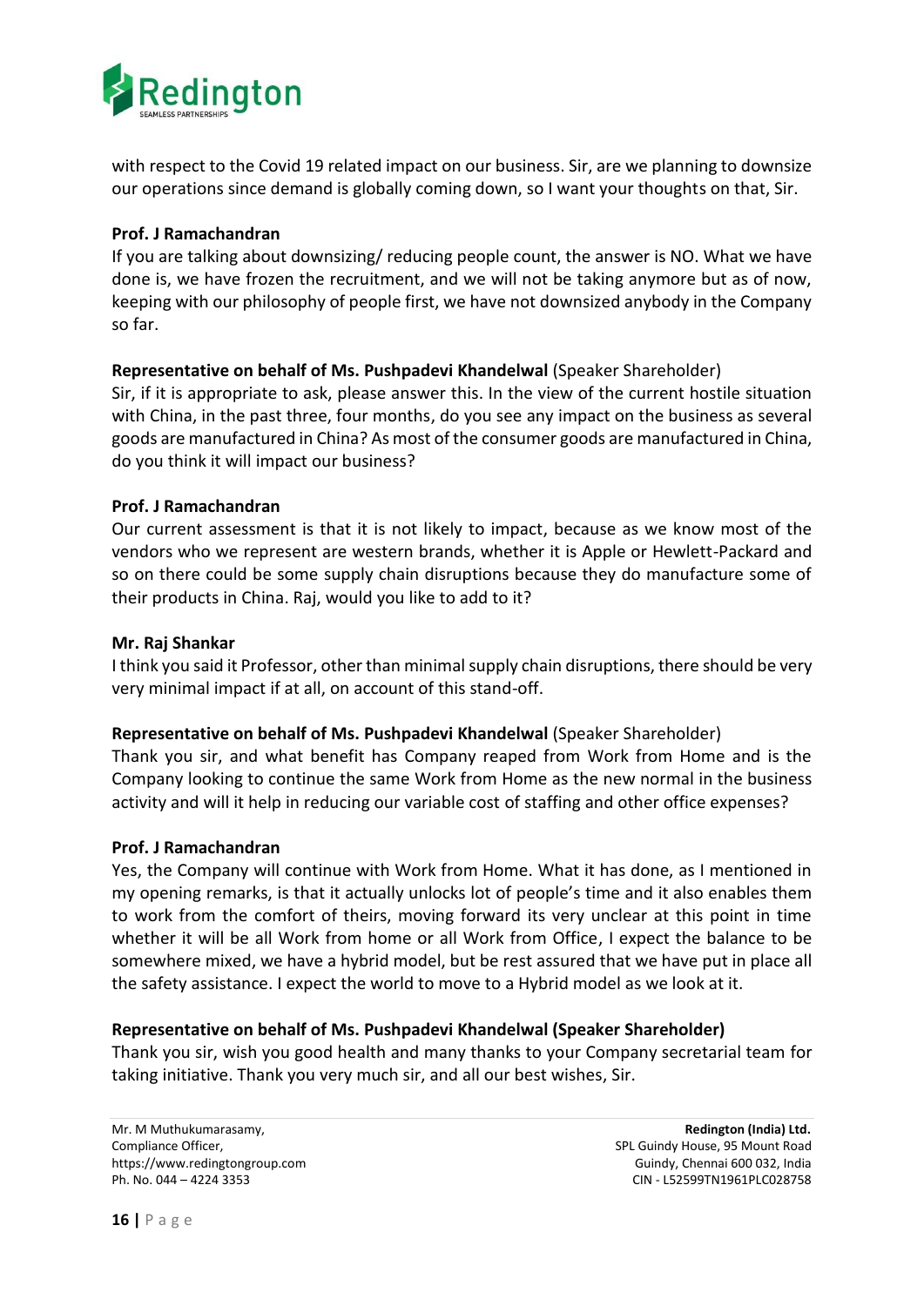with respect to the Covid 19 related impact on our business. Sir, are we planning to downsize our operations since demand is globally coming down, so I want your thoughts on that, Sir.

**Prof. J Ramachandran**
If you are talking about downsizing/ reducing people count, the answer is NO. What we have done is, we have frozen the recruitment, and we will not be taking anymore but as of now, keeping with our philosophy of people first, we have not downsized anybody in the Company so far.

**Representative on behalf of Ms. Pushpadevi Khandelwal** (Speaker Shareholder)
Sir, if it is appropriate to ask, please answer this. In the view of the current hostile situation with China, in the past three, four months, do you see any impact on the business as several goods are manufactured in China? As most of the consumer goods are manufactured in China, do you think it will impact our business?

**Prof. J Ramachandran**
Our current assessment is that it is not likely to impact, because as we know most of the vendors who we represent are western brands, whether it is Apple or Hewlett-Packard and so on there could be some supply chain disruptions because they do manufacture some of their products in China. Raj, would you like to add to it?

**Mr. Raj Shankar**
I think you said it Professor, other than minimal supply chain disruptions, there should be very very minimal impact if at all, on account of this stand-off.

**Representative on behalf of Ms. Pushpadevi Khandelwal** (Speaker Shareholder)
Thank you sir, and what benefit has Company reaped from Work from Home and is the Company looking to continue the same Work from Home as the new normal in the business activity and will it help in reducing our variable cost of staffing and other office expenses?

**Prof. J Ramachandran**
Yes, the Company will continue with Work from Home. What it has done, as I mentioned in my opening remarks, is that it actually unlocks lot of people's time and it also enables them to work from the comfort of theirs, moving forward its very unclear at this point in time whether it will be all Work from home or all Work from Office, I expect the balance to be somewhere mixed, we have a hybrid model, but be rest assured that we have put in place all the safety assistance. I expect the world to move to a Hybrid model as we look at it.

**Representative on behalf of Ms. Pushpadevi Khandelwal (Speaker Shareholder)**
Thank you sir, wish you good health and many thanks to your Company secretarial team for taking initiative. Thank you very much sir, and all our best wishes, Sir.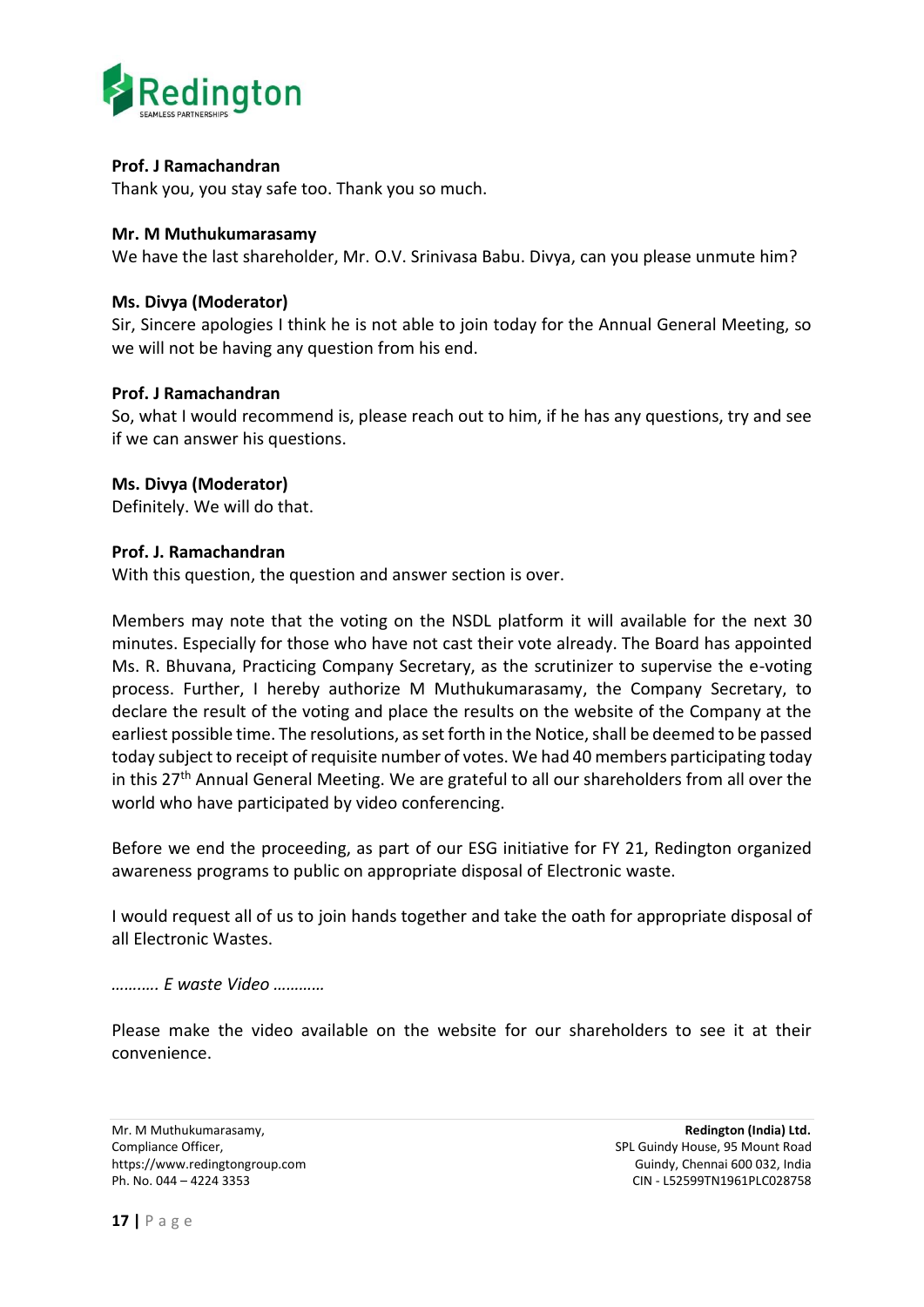**Prof. J Ramachandran**
Thank you, you stay safe too. Thank you so much.

**Mr. M Muthukumarasamy**
We have the last shareholder, Mr. O.V. Srinivasa Babu. Divya, can you please unmute him?

**Ms. Divya (Moderator)**
Sir, Sincere apologies I think he is not able to join today for the Annual General Meeting, so we will not be having any question from his end.

**Prof. J Ramachandran**
So, what I would recommend is, please reach out to him, if he has any questions, try and see if we can answer his questions.

**Ms. Divya (Moderator)**
Definitely. We will do that.

**Prof. J. Ramachandran**
With this question, the question and answer section is over.

Members may note that the voting on the NSDL platform it will available for the next 30 minutes. Especially for those who have not cast their vote already. The Board has appointed Ms. R. Bhuvana, Practicing Company Secretary, as the scrutinizer to supervise the e-voting process. Further, I hereby authorize M Muthukumarasamy, the Company Secretary, to declare the result of the voting and place the results on the website of the Company at the earliest possible time. The resolutions, as set forth in the Notice, shall be deemed to be passed today subject to receipt of requisite number of votes. We had 40 members participating today in this 27th Annual General Meeting. We are grateful to all our shareholders from all over the world who have participated by video conferencing.

Before we end the proceeding, as part of our ESG initiative for FY 21, Redington organized awareness programs to public on appropriate disposal of Electronic waste.

I would request all of us to join hands together and take the oath for appropriate disposal of all Electronic Wastes.

*……….. E waste Video …………*

Please make the video available on the website for our shareholders to see it at their convenience.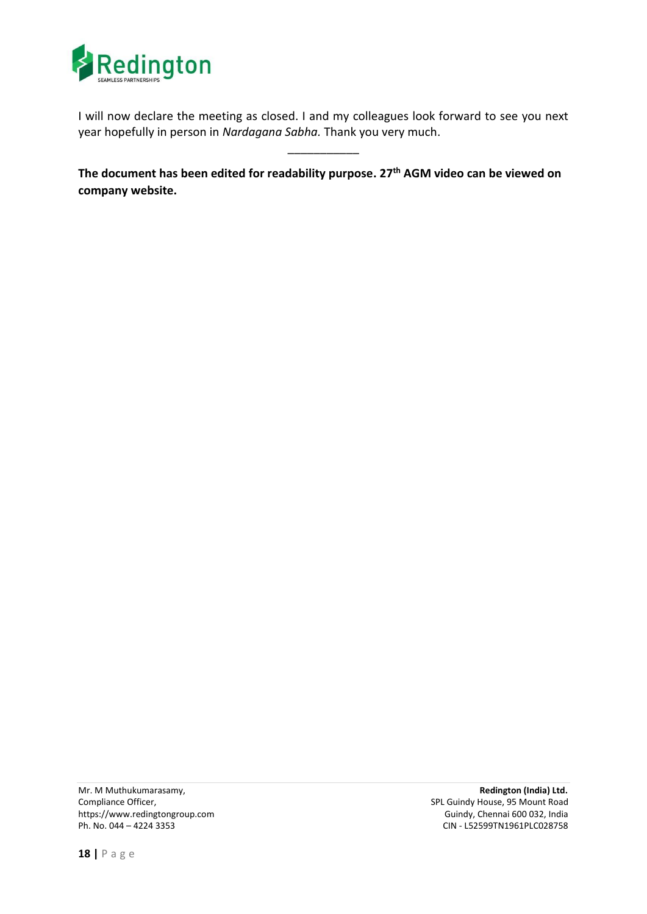I will now declare the meeting as closed. I and my colleagues look forward to see you next year hopefully in person in *Nardagana Sabha.* Thank you very much.

___________

**The document has been edited for readability purpose. 27th AGM video can be viewed on company website.**